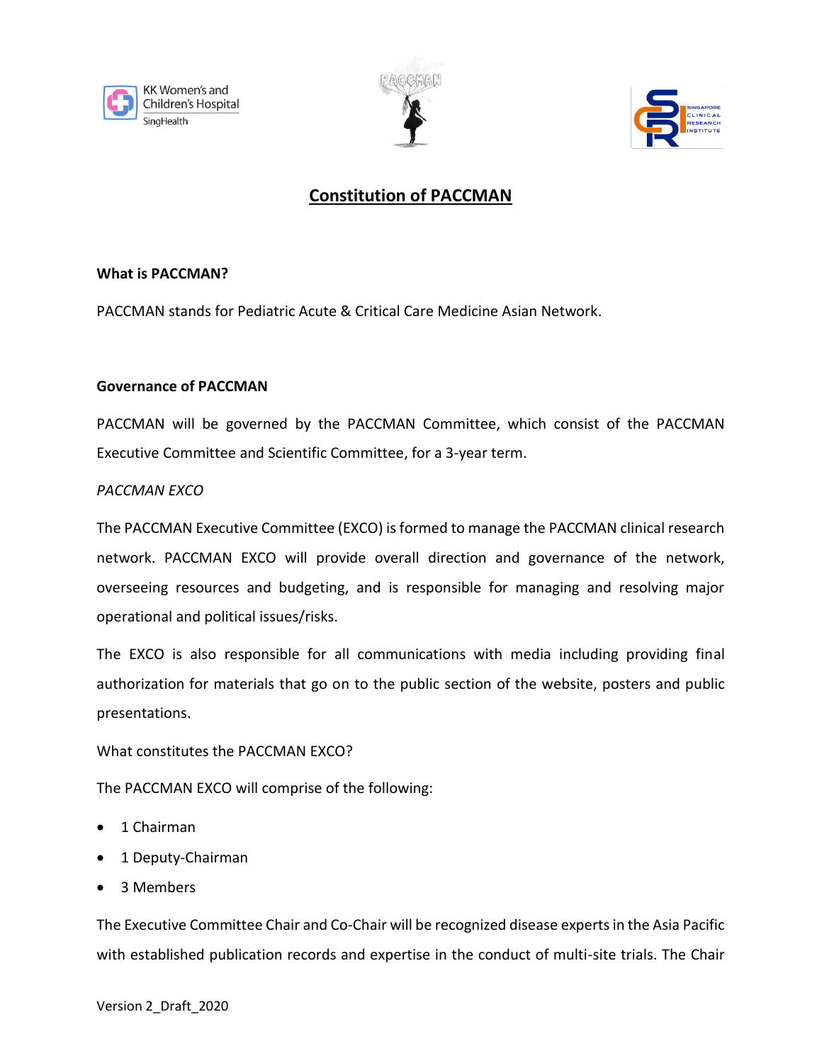# Constitution of PACCMAN

**What is PACCMAN?**

PACCMAN stands for Pediatric Acute & Critical Care Medicine Asian Network.

**Governance of PACCMAN**

PACCMAN will be governed by the PACCMAN Committee, which consist of the PACCMAN Executive Committee and Scientific Committee, for a 3-year term.

*PACCMAN EXCO*

The PACCMAN Executive Committee (EXCO) is formed to manage the PACCMAN clinical research network. PACCMAN EXCO will provide overall direction and governance of the network, overseeing resources and budgeting, and is responsible for managing and resolving major operational and political issues/risks.

The EXCO is also responsible for all communications with media including providing final authorization for materials that go on to the public section of the website, posters and public presentations.

What constitutes the PACCMAN EXCO?

The PACCMAN EXCO will comprise of the following:

- 1 Chairman
- 1 Deputy-Chairman
- 3 Members

The Executive Committee Chair and Co-Chair will be recognized disease experts in the Asia Pacific with established publication records and expertise in the conduct of multi-site trials. The Chair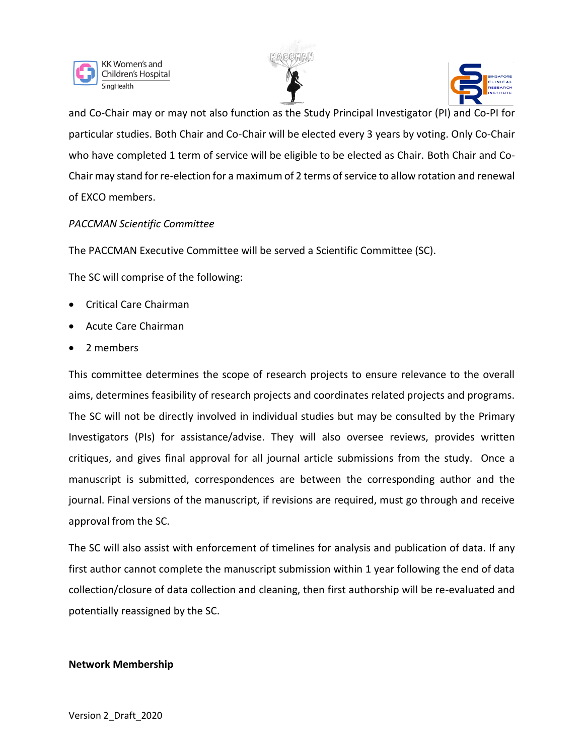and Co-Chair may or may not also function as the Study Principal Investigator (PI) and Co-PI for particular studies. Both Chair and Co-Chair will be elected every 3 years by voting. Only Co-Chair who have completed 1 term of service will be eligible to be elected as Chair. Both Chair and Co-Chair may stand for re-election for a maximum of 2 terms of service to allow rotation and renewal of EXCO members.

*PACCMAN Scientific Committee*

The PACCMAN Executive Committee will be served a Scientific Committee (SC).

The SC will comprise of the following:

- Critical Care Chairman
- Acute Care Chairman
- 2 members

This committee determines the scope of research projects to ensure relevance to the overall aims, determines feasibility of research projects and coordinates related projects and programs. The SC will not be directly involved in individual studies but may be consulted by the Primary Investigators (PIs) for assistance/advise. They will also oversee reviews, provides written critiques, and gives final approval for all journal article submissions from the study. Once a manuscript is submitted, correspondences are between the corresponding author and the journal. Final versions of the manuscript, if revisions are required, must go through and receive approval from the SC.

The SC will also assist with enforcement of timelines for analysis and publication of data. If any first author cannot complete the manuscript submission within 1 year following the end of data collection/closure of data collection and cleaning, then first authorship will be re-evaluated and potentially reassigned by the SC.

**Network Membership**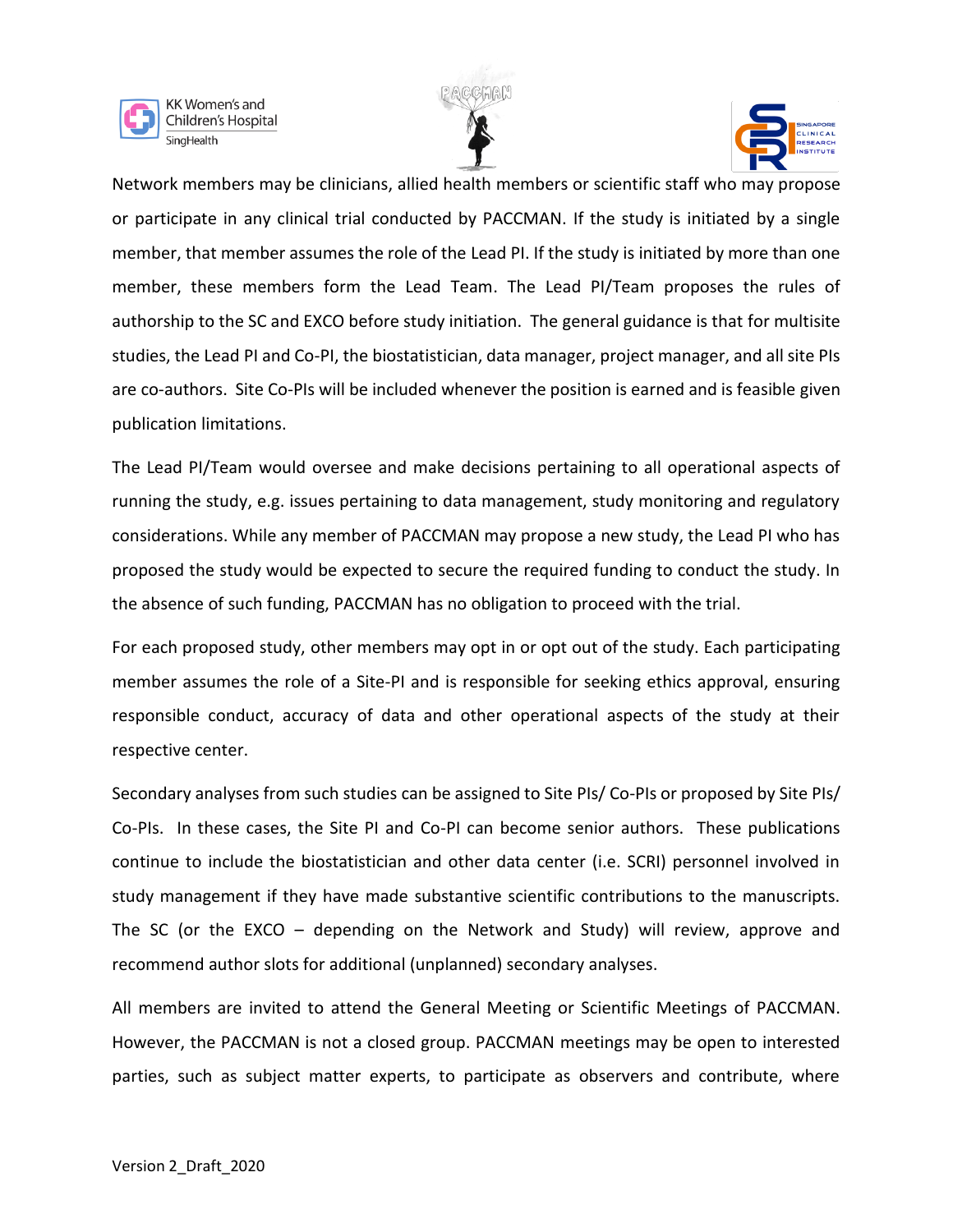Network members may be clinicians, allied health members or scientific staff who may propose or participate in any clinical trial conducted by PACCMAN. If the study is initiated by a single member, that member assumes the role of the Lead PI. If the study is initiated by more than one member, these members form the Lead Team. The Lead PI/Team proposes the rules of authorship to the SC and EXCO before study initiation. The general guidance is that for multisite studies, the Lead PI and Co-PI, the biostatistician, data manager, project manager, and all site PIs are co-authors. Site Co-PIs will be included whenever the position is earned and is feasible given publication limitations.

The Lead PI/Team would oversee and make decisions pertaining to all operational aspects of running the study, e.g. issues pertaining to data management, study monitoring and regulatory considerations. While any member of PACCMAN may propose a new study, the Lead PI who has proposed the study would be expected to secure the required funding to conduct the study. In the absence of such funding, PACCMAN has no obligation to proceed with the trial.

For each proposed study, other members may opt in or opt out of the study. Each participating member assumes the role of a Site-PI and is responsible for seeking ethics approval, ensuring responsible conduct, accuracy of data and other operational aspects of the study at their respective center.

Secondary analyses from such studies can be assigned to Site PIs/ Co-PIs or proposed by Site PIs/ Co-PIs. In these cases, the Site PI and Co-PI can become senior authors. These publications continue to include the biostatistician and other data center (i.e. SCRI) personnel involved in study management if they have made substantive scientific contributions to the manuscripts. The SC (or the EXCO – depending on the Network and Study) will review, approve and recommend author slots for additional (unplanned) secondary analyses.

All members are invited to attend the General Meeting or Scientific Meetings of PACCMAN. However, the PACCMAN is not a closed group. PACCMAN meetings may be open to interested parties, such as subject matter experts, to participate as observers and contribute, where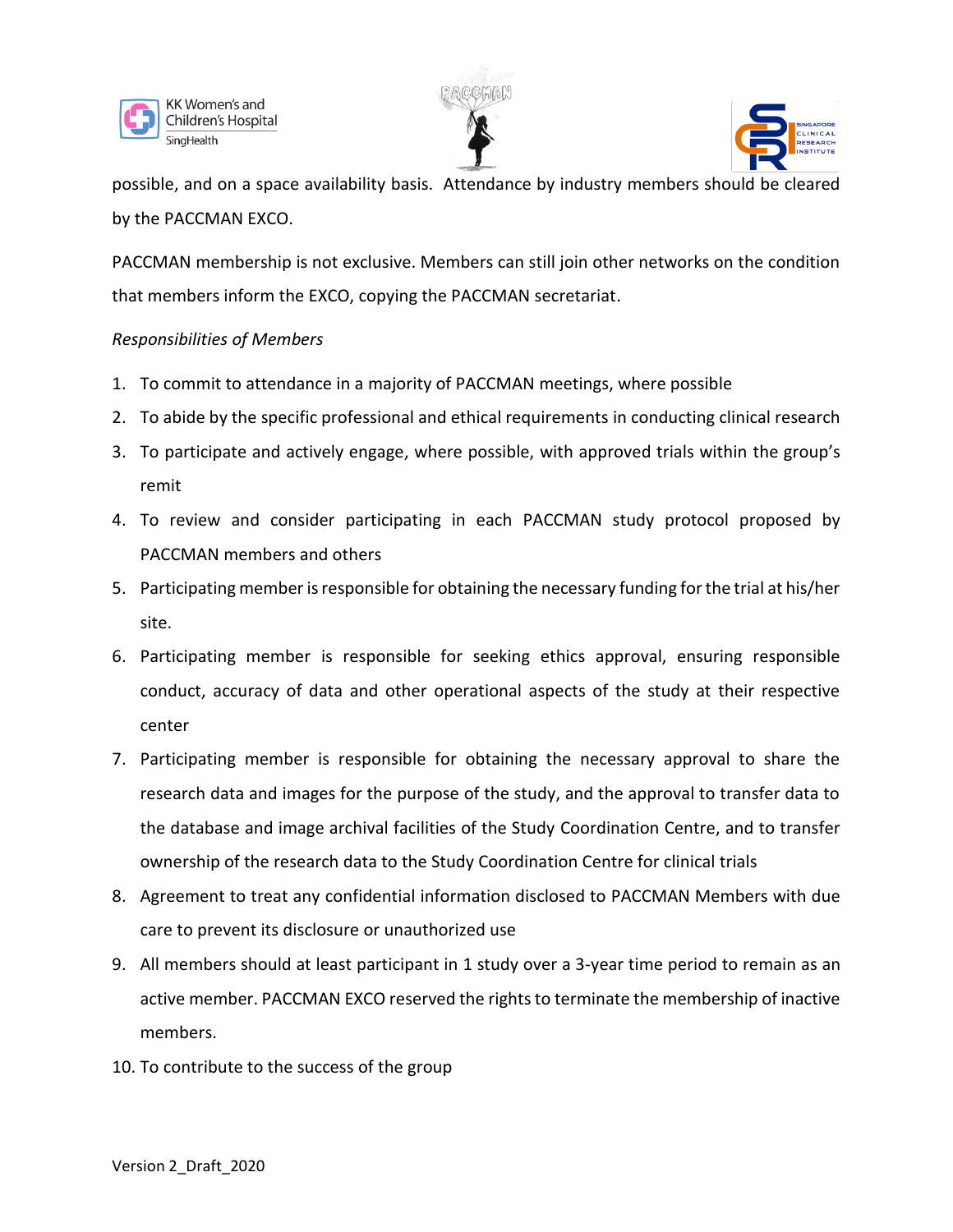possible, and on a space availability basis. Attendance by industry members should be cleared by the PACCMAN EXCO.

PACCMAN membership is not exclusive. Members can still join other networks on the condition that members inform the EXCO, copying the PACCMAN secretariat.

*Responsibilities of Members*

1. To commit to attendance in a majority of PACCMAN meetings, where possible
2. To abide by the specific professional and ethical requirements in conducting clinical research
3. To participate and actively engage, where possible, with approved trials within the group's remit
4. To review and consider participating in each PACCMAN study protocol proposed by PACCMAN members and others
5. Participating member is responsible for obtaining the necessary funding for the trial at his/her site.
6. Participating member is responsible for seeking ethics approval, ensuring responsible conduct, accuracy of data and other operational aspects of the study at their respective center
7. Participating member is responsible for obtaining the necessary approval to share the research data and images for the purpose of the study, and the approval to transfer data to the database and image archival facilities of the Study Coordination Centre, and to transfer ownership of the research data to the Study Coordination Centre for clinical trials
8. Agreement to treat any confidential information disclosed to PACCMAN Members with due care to prevent its disclosure or unauthorized use
9. All members should at least participant in 1 study over a 3-year time period to remain as an active member. PACCMAN EXCO reserved the rights to terminate the membership of inactive members.
10. To contribute to the success of the group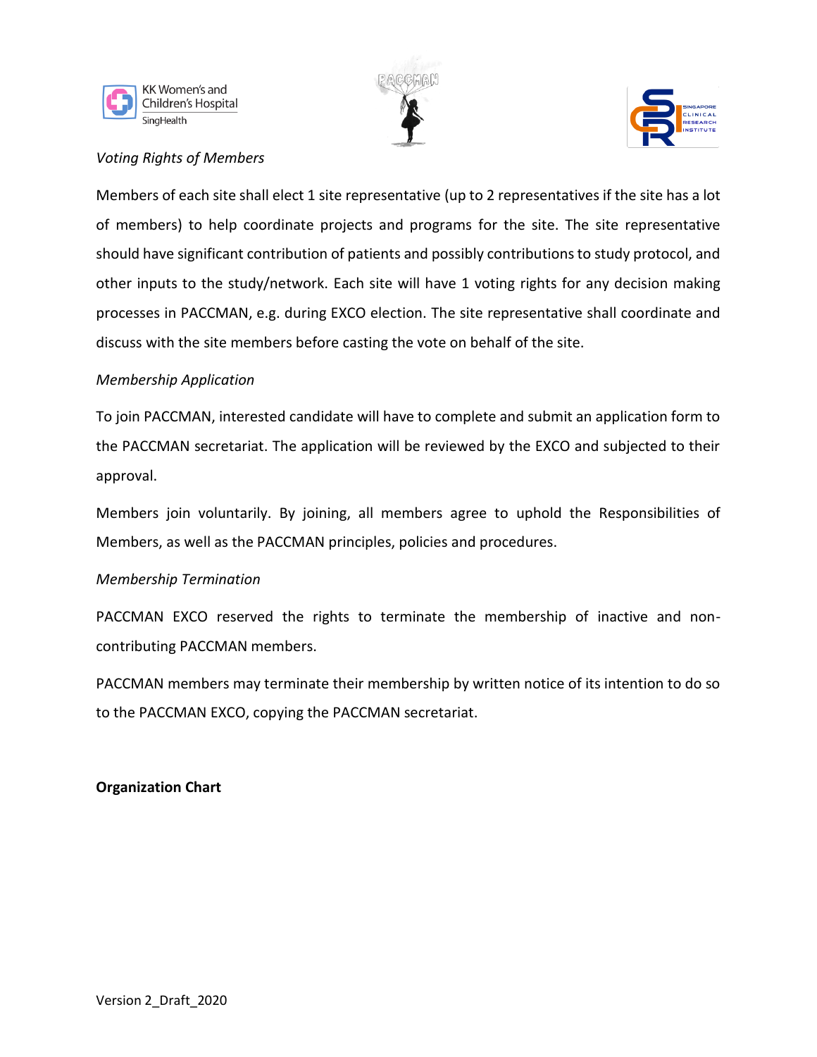*Voting Rights of Members*

Members of each site shall elect 1 site representative (up to 2 representatives if the site has a lot of members) to help coordinate projects and programs for the site. The site representative should have significant contribution of patients and possibly contributions to study protocol, and other inputs to the study/network. Each site will have 1 voting rights for any decision making processes in PACCMAN, e.g. during EXCO election. The site representative shall coordinate and discuss with the site members before casting the vote on behalf of the site.

*Membership Application*

To join PACCMAN, interested candidate will have to complete and submit an application form to the PACCMAN secretariat. The application will be reviewed by the EXCO and subjected to their approval.

Members join voluntarily. By joining, all members agree to uphold the Responsibilities of Members, as well as the PACCMAN principles, policies and procedures.

*Membership Termination*

PACCMAN EXCO reserved the rights to terminate the membership of inactive and non-contributing PACCMAN members.

PACCMAN members may terminate their membership by written notice of its intention to do so to the PACCMAN EXCO, copying the PACCMAN secretariat.

**Organization Chart**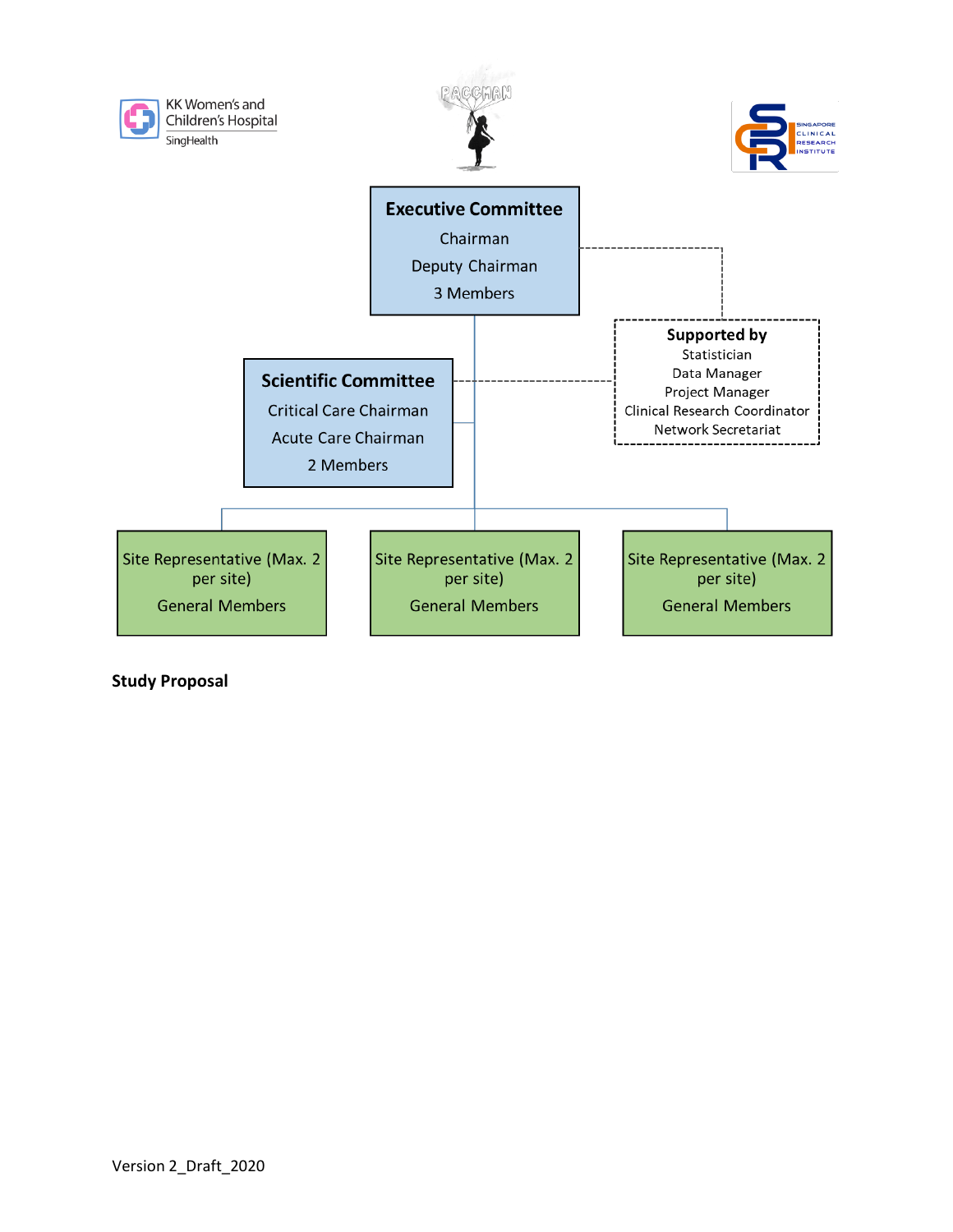**Executive Committee**

Chairman

Deputy Chairman

3 Members

**Supported by**

Statistician

Data Manager

Project Manager

Clinical Research Coordinator

Network Secretariat

**Scientific Committee**

Critical Care Chairman

Acute Care Chairman

2 Members

Site Representative (Max. 2 per site)

General Members

Site Representative (Max. 2 per site)

General Members

Site Representative (Max. 2 per site)

General Members

**Study Proposal**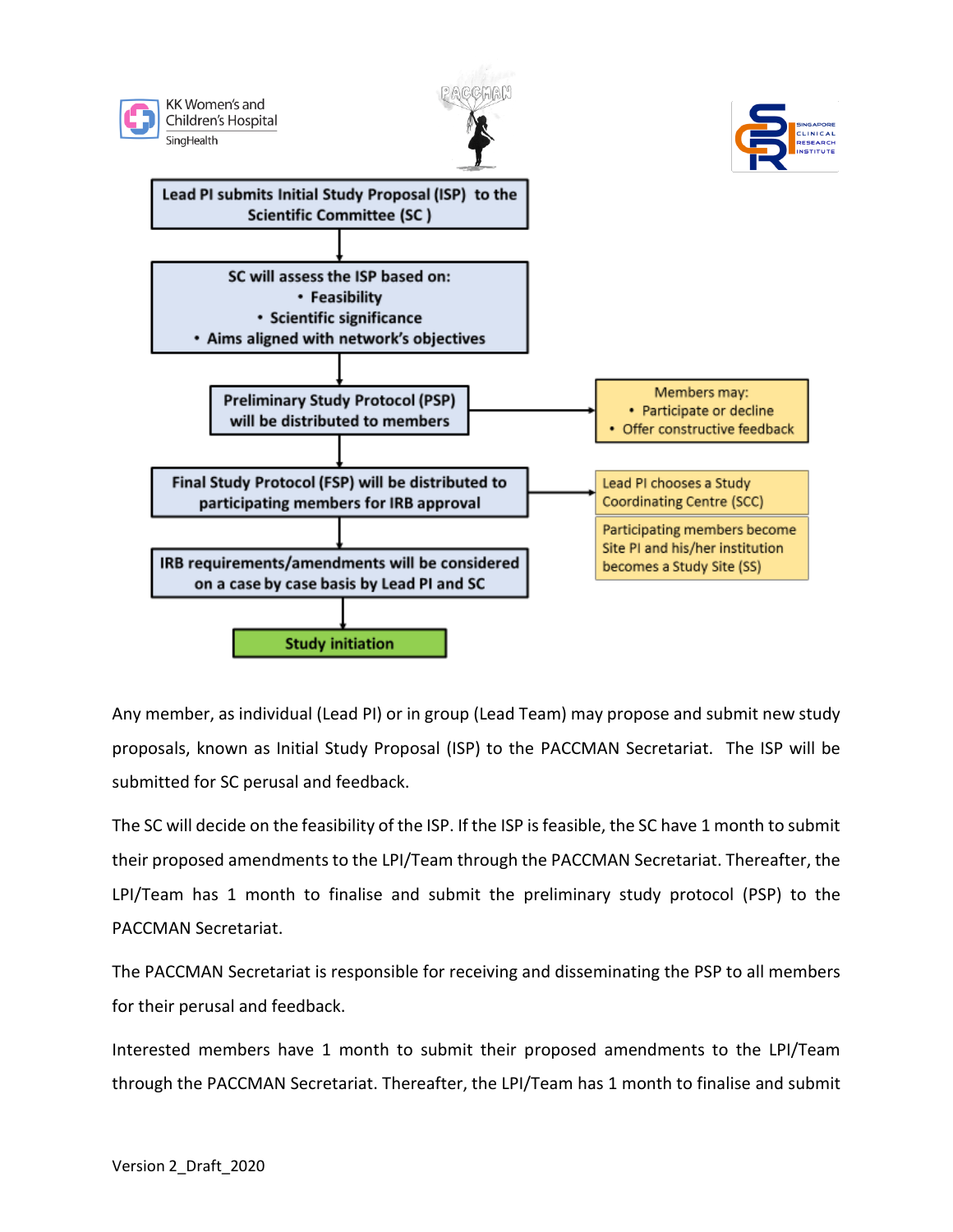Lead PI submits Initial Study Proposal (ISP) to the Scientific Committee (SC)

SC will assess the ISP based on:
- Feasibility
- Scientific significance
- Aims aligned with network's objectives

Preliminary Study Protocol (PSP) will be distributed to members

Members may:
- Participate or decline
- Offer constructive feedback

Final Study Protocol (FSP) will be distributed to participating members for IRB approval

Lead PI chooses a Study Coordinating Centre (SCC)

Participating members become Site PI and his/her institution becomes a Study Site (SS)

IRB requirements/amendments will be considered on a case by case basis by Lead PI and SC

Study initiation

Any member, as individual (Lead PI) or in group (Lead Team) may propose and submit new study proposals, known as Initial Study Proposal (ISP) to the PACCMAN Secretariat. The ISP will be submitted for SC perusal and feedback.

The SC will decide on the feasibility of the ISP. If the ISP is feasible, the SC have 1 month to submit their proposed amendments to the LPI/Team through the PACCMAN Secretariat. Thereafter, the LPI/Team has 1 month to finalise and submit the preliminary study protocol (PSP) to the PACCMAN Secretariat.

The PACCMAN Secretariat is responsible for receiving and disseminating the PSP to all members for their perusal and feedback.

Interested members have 1 month to submit their proposed amendments to the LPI/Team through the PACCMAN Secretariat. Thereafter, the LPI/Team has 1 month to finalise and submit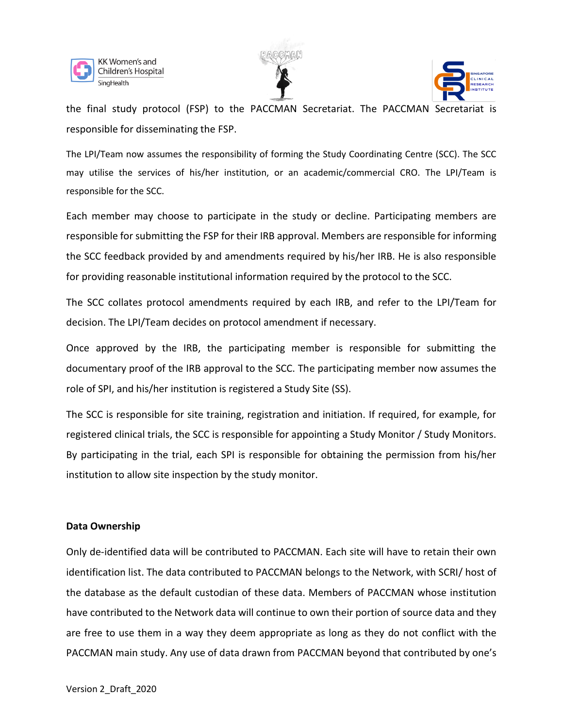the final study protocol (FSP) to the PACCMAN Secretariat. The PACCMAN Secretariat is responsible for disseminating the FSP.

The LPI/Team now assumes the responsibility of forming the Study Coordinating Centre (SCC). The SCC may utilise the services of his/her institution, or an academic/commercial CRO. The LPI/Team is responsible for the SCC.

Each member may choose to participate in the study or decline. Participating members are responsible for submitting the FSP for their IRB approval. Members are responsible for informing the SCC feedback provided by and amendments required by his/her IRB. He is also responsible for providing reasonable institutional information required by the protocol to the SCC.

The SCC collates protocol amendments required by each IRB, and refer to the LPI/Team for decision. The LPI/Team decides on protocol amendment if necessary.

Once approved by the IRB, the participating member is responsible for submitting the documentary proof of the IRB approval to the SCC. The participating member now assumes the role of SPI, and his/her institution is registered a Study Site (SS).

The SCC is responsible for site training, registration and initiation. If required, for example, for registered clinical trials, the SCC is responsible for appointing a Study Monitor / Study Monitors. By participating in the trial, each SPI is responsible for obtaining the permission from his/her institution to allow site inspection by the study monitor.

**Data Ownership**

Only de-identified data will be contributed to PACCMAN. Each site will have to retain their own identification list. The data contributed to PACCMAN belongs to the Network, with SCRI/ host of the database as the default custodian of these data. Members of PACCMAN whose institution have contributed to the Network data will continue to own their portion of source data and they are free to use them in a way they deem appropriate as long as they do not conflict with the PACCMAN main study. Any use of data drawn from PACCMAN beyond that contributed by one's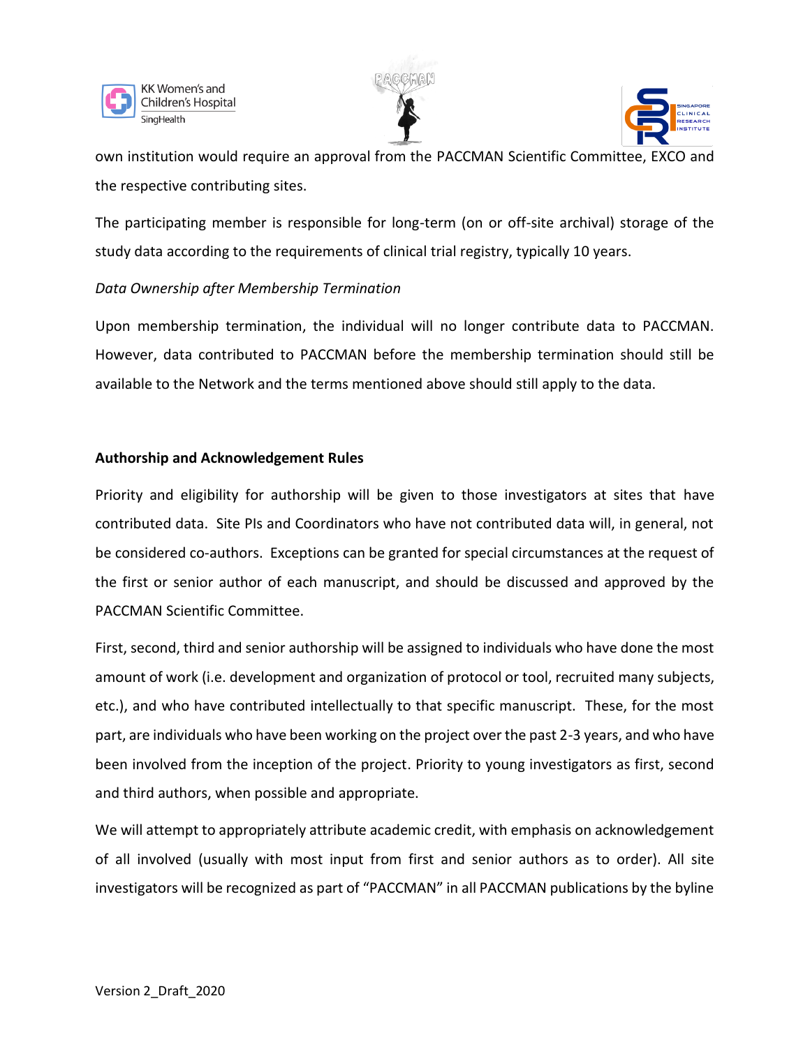own institution would require an approval from the PACCMAN Scientific Committee, EXCO and the respective contributing sites.

The participating member is responsible for long-term (on or off-site archival) storage of the study data according to the requirements of clinical trial registry, typically 10 years.

*Data Ownership after Membership Termination*

Upon membership termination, the individual will no longer contribute data to PACCMAN. However, data contributed to PACCMAN before the membership termination should still be available to the Network and the terms mentioned above should still apply to the data.

**Authorship and Acknowledgement Rules**

Priority and eligibility for authorship will be given to those investigators at sites that have contributed data. Site PIs and Coordinators who have not contributed data will, in general, not be considered co-authors. Exceptions can be granted for special circumstances at the request of the first or senior author of each manuscript, and should be discussed and approved by the PACCMAN Scientific Committee.

First, second, third and senior authorship will be assigned to individuals who have done the most amount of work (i.e. development and organization of protocol or tool, recruited many subjects, etc.), and who have contributed intellectually to that specific manuscript. These, for the most part, are individuals who have been working on the project over the past 2-3 years, and who have been involved from the inception of the project. Priority to young investigators as first, second and third authors, when possible and appropriate.

We will attempt to appropriately attribute academic credit, with emphasis on acknowledgement of all involved (usually with most input from first and senior authors as to order). All site investigators will be recognized as part of "PACCMAN" in all PACCMAN publications by the byline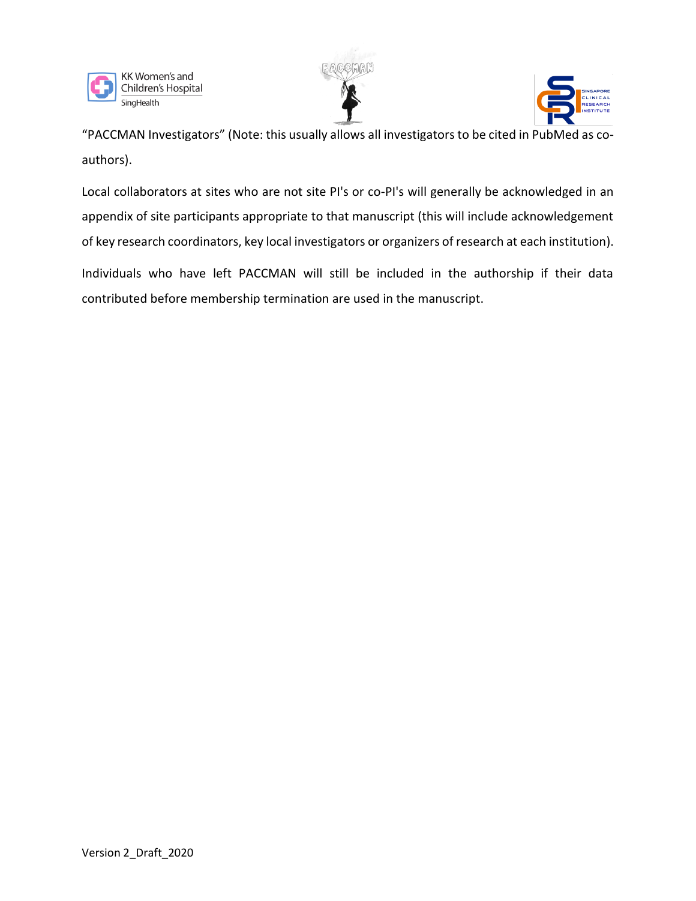"PACCMAN Investigators" (Note: this usually allows all investigators to be cited in PubMed as co-authors).

Local collaborators at sites who are not site PI's or co-PI's will generally be acknowledged in an appendix of site participants appropriate to that manuscript (this will include acknowledgement of key research coordinators, key local investigators or organizers of research at each institution).

Individuals who have left PACCMAN will still be included in the authorship if their data contributed before membership termination are used in the manuscript.